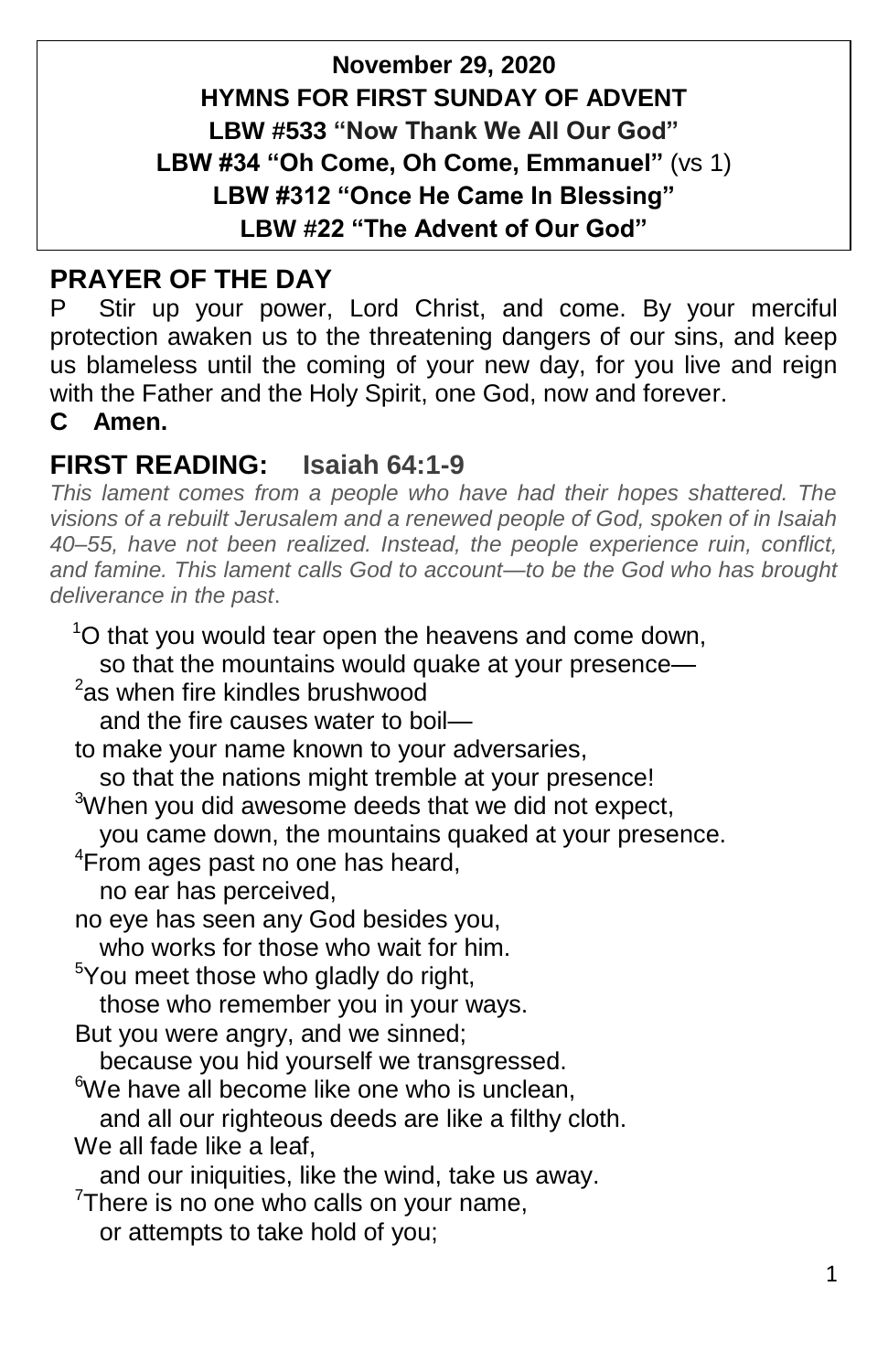**November 29, 2020**
**HYMNS FOR FIRST SUNDAY OF ADVENT**
**LBW #533 "Now Thank We All Our God"**
**LBW #34 "Oh Come, Oh Come, Emmanuel"** (vs 1)
**LBW #312 "Once He Came In Blessing"**
**LBW #22 "The Advent of Our God"**

## PRAYER OF THE DAY

P Stir up your power, Lord Christ, and come. By your merciful protection awaken us to the threatening dangers of our sins, and keep us blameless until the coming of your new day, for you live and reign with the Father and the Holy Spirit, one God, now and forever.

**C Amen.**

## FIRST READING: Isaiah 64:1-9

*This lament comes from a people who have had their hopes shattered. The visions of a rebuilt Jerusalem and a renewed people of God, spoken of in Isaiah 40–55, have not been realized. Instead, the people experience ruin, conflict, and famine. This lament calls God to account—to be the God who has brought deliverance in the past.*

[1]O that you would tear open the heavens and come down,
so that the mountains would quake at your presence—
[2]as when fire kindles brushwood
and the fire causes water to boil—
to make your name known to your adversaries,
so that the nations might tremble at your presence!
[3]When you did awesome deeds that we did not expect,
you came down, the mountains quaked at your presence.
[4]From ages past no one has heard,
no ear has perceived,
no eye has seen any God besides you,
who works for those who wait for him.
[5]You meet those who gladly do right,
those who remember you in your ways.
But you were angry, and we sinned;
because you hid yourself we transgressed.
[6]We have all become like one who is unclean,
and all our righteous deeds are like a filthy cloth.
We all fade like a leaf,
and our iniquities, like the wind, take us away.
[7]There is no one who calls on your name,
or attempts to take hold of you;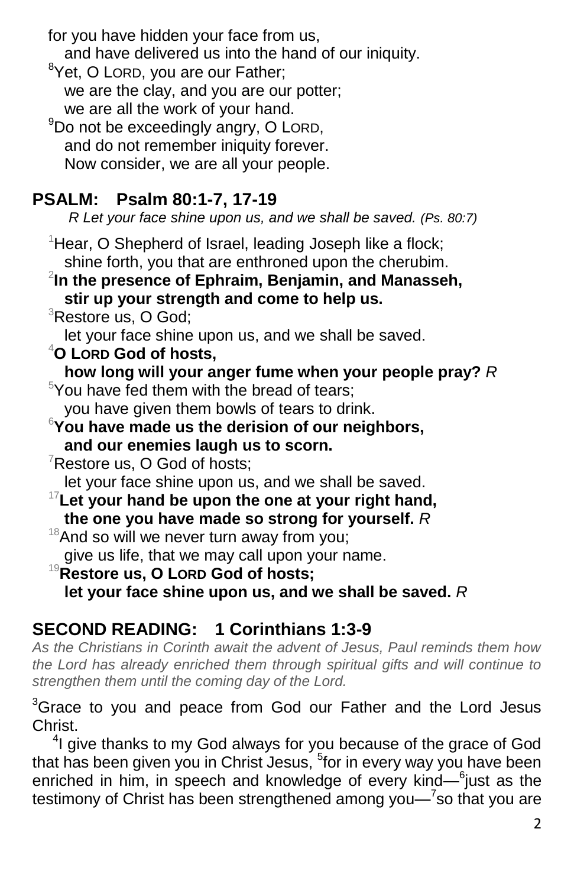for you have hidden your face from us,
  and have delivered us into the hand of our iniquity.
[8]Yet, O LORD, you are our Father;
  we are the clay, and you are our potter;
  we are all the work of your hand.
[9]Do not be exceedingly angry, O LORD,
  and do not remember iniquity forever.
  Now consider, we are all your people.

## PSALM: Psalm 80:1-7, 17-19

*R Let your face shine upon us, and we shall be saved. (Ps. 80:7)*

[1]Hear, O Shepherd of Israel, leading Joseph like a flock;
  shine forth, you that are enthroned upon the cherubim.
**[2]In the presence of Ephraim, Benjamin, and Manasseh,
  stir up your strength and come to help us.**
[3]Restore us, O God;
  let your face shine upon us, and we shall be saved.
**[4]O LORD God of hosts,
  how long will your anger fume when your people pray?** *R*
[5]You have fed them with the bread of tears;
  you have given them bowls of tears to drink.
**[6]You have made us the derision of our neighbors,
  and our enemies laugh us to scorn.**
[7]Restore us, O God of hosts;
  let your face shine upon us, and we shall be saved.
**[17]Let your hand be upon the one at your right hand,
  the one you have made so strong for yourself.** *R*
[18]And so will we never turn away from you;
  give us life, that we may call upon your name.
**[19]Restore us, O LORD God of hosts;
  let your face shine upon us, and we shall be saved.** *R*

## SECOND READING: 1 Corinthians 1:3-9

*As the Christians in Corinth await the advent of Jesus, Paul reminds them how the Lord has already enriched them through spiritual gifts and will continue to strengthen them until the coming day of the Lord.*

[3]Grace to you and peace from God our Father and the Lord Jesus Christ.

[4]I give thanks to my God always for you because of the grace of God that has been given you in Christ Jesus, [5]for in every way you have been enriched in him, in speech and knowledge of every kind—[6]just as the testimony of Christ has been strengthened among you—[7]so that you are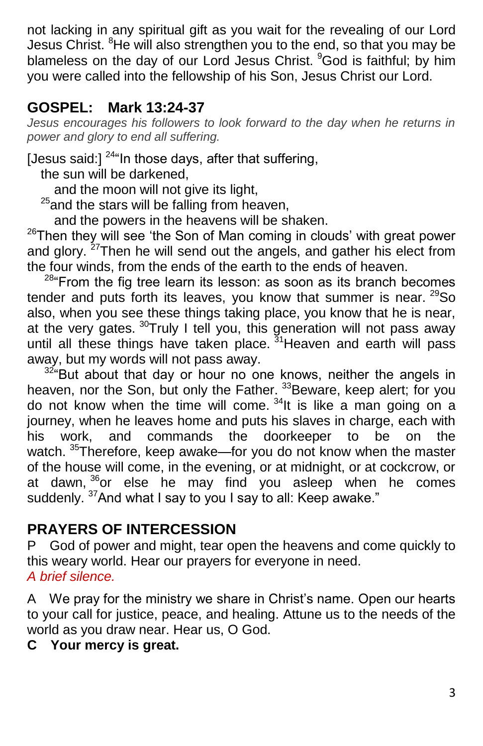not lacking in any spiritual gift as you wait for the revealing of our Lord Jesus Christ. [8]He will also strengthen you to the end, so that you may be blameless on the day of our Lord Jesus Christ. [9]God is faithful; by him you were called into the fellowship of his Son, Jesus Christ our Lord.

## GOSPEL: Mark 13:24-37

*Jesus encourages his followers to look forward to the day when he returns in power and glory to end all suffering.*

[Jesus said:] [24]"In those days, after that suffering,
 the sun will be darkened,
  and the moon will not give its light,
 [25]and the stars will be falling from heaven,
  and the powers in the heavens will be shaken.
[26]Then they will see 'the Son of Man coming in clouds' with great power and glory. [27]Then he will send out the angels, and gather his elect from the four winds, from the ends of the earth to the ends of heaven.

[28]"From the fig tree learn its lesson: as soon as its branch becomes tender and puts forth its leaves, you know that summer is near. [29]So also, when you see these things taking place, you know that he is near, at the very gates. [30]Truly I tell you, this generation will not pass away until all these things have taken place. [31]Heaven and earth will pass away, but my words will not pass away.

[32]"But about that day or hour no one knows, neither the angels in heaven, nor the Son, but only the Father. [33]Beware, keep alert; for you do not know when the time will come. [34]It is like a man going on a journey, when he leaves home and puts his slaves in charge, each with his work, and commands the doorkeeper to be on the watch. [35]Therefore, keep awake—for you do not know when the master of the house will come, in the evening, or at midnight, or at cockcrow, or at dawn, [36]or else he may find you asleep when he comes suddenly. [37]And what I say to you I say to all: Keep awake."

## PRAYERS OF INTERCESSION

P God of power and might, tear open the heavens and come quickly to this weary world. Hear our prayers for everyone in need.
*A brief silence.*

A We pray for the ministry we share in Christ's name. Open our hearts to your call for justice, peace, and healing. Attune us to the needs of the world as you draw near. Hear us, O God.
**C Your mercy is great.**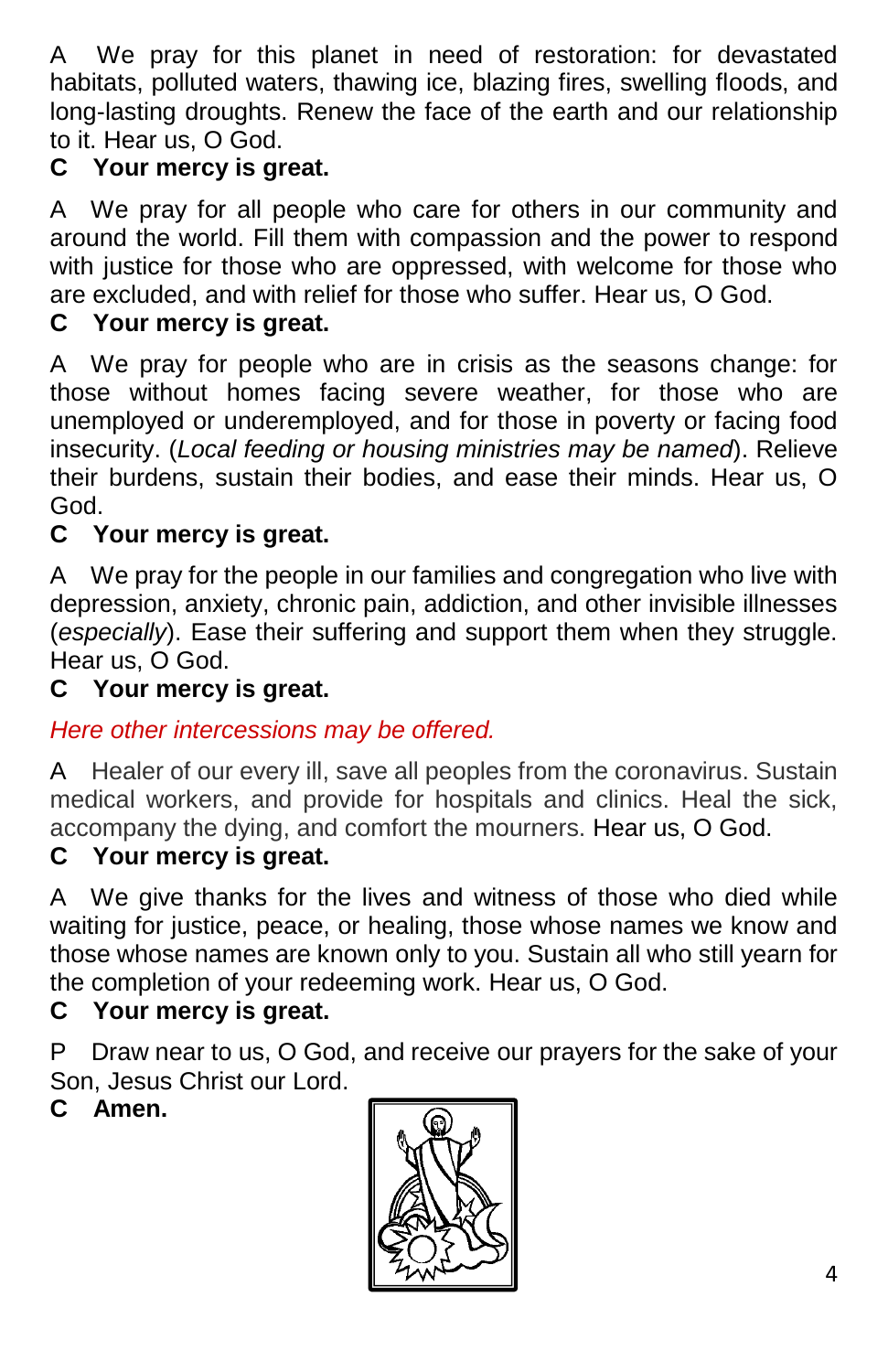A We pray for this planet in need of restoration: for devastated habitats, polluted waters, thawing ice, blazing fires, swelling floods, and long-lasting droughts. Renew the face of the earth and our relationship to it. Hear us, O God.

**C Your mercy is great.**

A We pray for all people who care for others in our community and around the world. Fill them with compassion and the power to respond with justice for those who are oppressed, with welcome for those who are excluded, and with relief for those who suffer. Hear us, O God.

**C Your mercy is great.**

A We pray for people who are in crisis as the seasons change: for those without homes facing severe weather, for those who are unemployed or underemployed, and for those in poverty or facing food insecurity. (*Local feeding or housing ministries may be named*). Relieve their burdens, sustain their bodies, and ease their minds. Hear us, O God.

**C Your mercy is great.**

A We pray for the people in our families and congregation who live with depression, anxiety, chronic pain, addiction, and other invisible illnesses (*especially*). Ease their suffering and support them when they struggle. Hear us, O God.

**C Your mercy is great.**

*Here other intercessions may be offered.*

A Healer of our every ill, save all peoples from the coronavirus. Sustain medical workers, and provide for hospitals and clinics. Heal the sick, accompany the dying, and comfort the mourners. Hear us, O God.

**C Your mercy is great.**

A We give thanks for the lives and witness of those who died while waiting for justice, peace, or healing, those whose names we know and those whose names are known only to you. Sustain all who still yearn for the completion of your redeeming work. Hear us, O God.

**C Your mercy is great.**

P Draw near to us, O God, and receive our prayers for the sake of your Son, Jesus Christ our Lord.

**C Amen.**